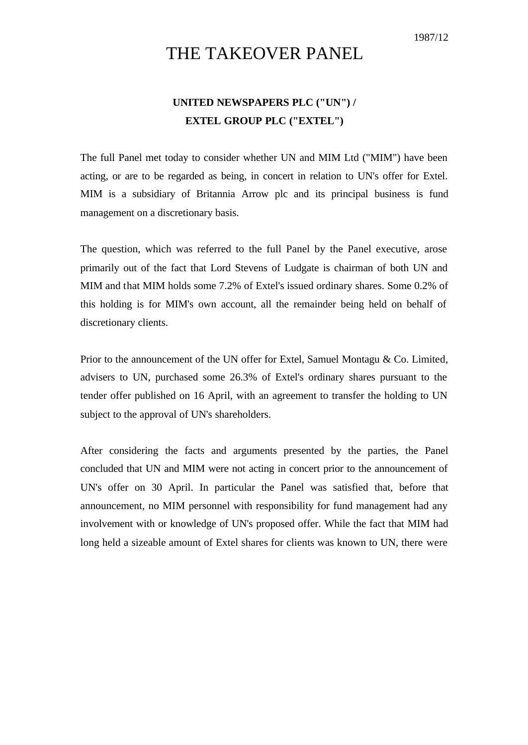1987/12

# THE TAKEOVER PANEL

## UNITED NEWSPAPERS PLC ("UN") / EXTEL GROUP PLC ("EXTEL")

The full Panel met today to consider whether UN and MIM Ltd ("MIM") have been acting, or are to be regarded as being, in concert in relation to UN's offer for Extel. MIM is a subsidiary of Britannia Arrow plc and its principal business is fund management on a discretionary basis.

The question, which was referred to the full Panel by the Panel executive, arose primarily out of the fact that Lord Stevens of Ludgate is chairman of both UN and MIM and that MIM holds some 7.2% of Extel's issued ordinary shares. Some 0.2% of this holding is for MIM's own account, all the remainder being held on behalf of discretionary clients.

Prior to the announcement of the UN offer for Extel, Samuel Montagu & Co. Limited, advisers to UN, purchased some 26.3% of Extel's ordinary shares pursuant to the tender offer published on 16 April, with an agreement to transfer the holding to UN subject to the approval of UN's shareholders.

After considering the facts and arguments presented by the parties, the Panel concluded that UN and MIM were not acting in concert prior to the announcement of UN's offer on 30 April. In particular the Panel was satisfied that, before that announcement, no MIM personnel with responsibility for fund management had any involvement with or knowledge of UN's proposed offer. While the fact that MIM had long held a sizeable amount of Extel shares for clients was known to UN, there were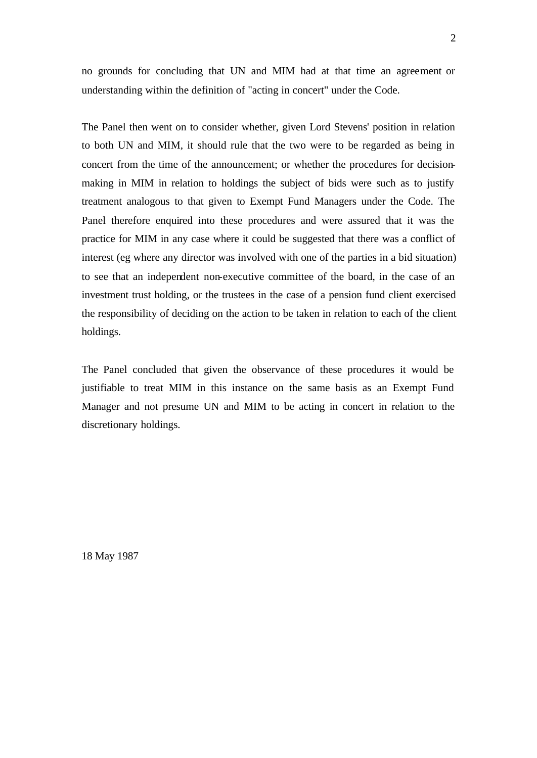no grounds for concluding that UN and MIM had at that time an agreement or understanding within the definition of "acting in concert" under the Code.

The Panel then went on to consider whether, given Lord Stevens' position in relation to both UN and MIM, it should rule that the two were to be regarded as being in concert from the time of the announcement; or whether the procedures for decision-making in MIM in relation to holdings the subject of bids were such as to justify treatment analogous to that given to Exempt Fund Managers under the Code. The Panel therefore enquired into these procedures and were assured that it was the practice for MIM in any case where it could be suggested that there was a conflict of interest (eg where any director was involved with one of the parties in a bid situation) to see that an independent non-executive committee of the board, in the case of an investment trust holding, or the trustees in the case of a pension fund client exercised the responsibility of deciding on the action to be taken in relation to each of the client holdings.

The Panel concluded that given the observance of these procedures it would be justifiable to treat MIM in this instance on the same basis as an Exempt Fund Manager and not presume UN and MIM to be acting in concert in relation to the discretionary holdings.

18 May 1987